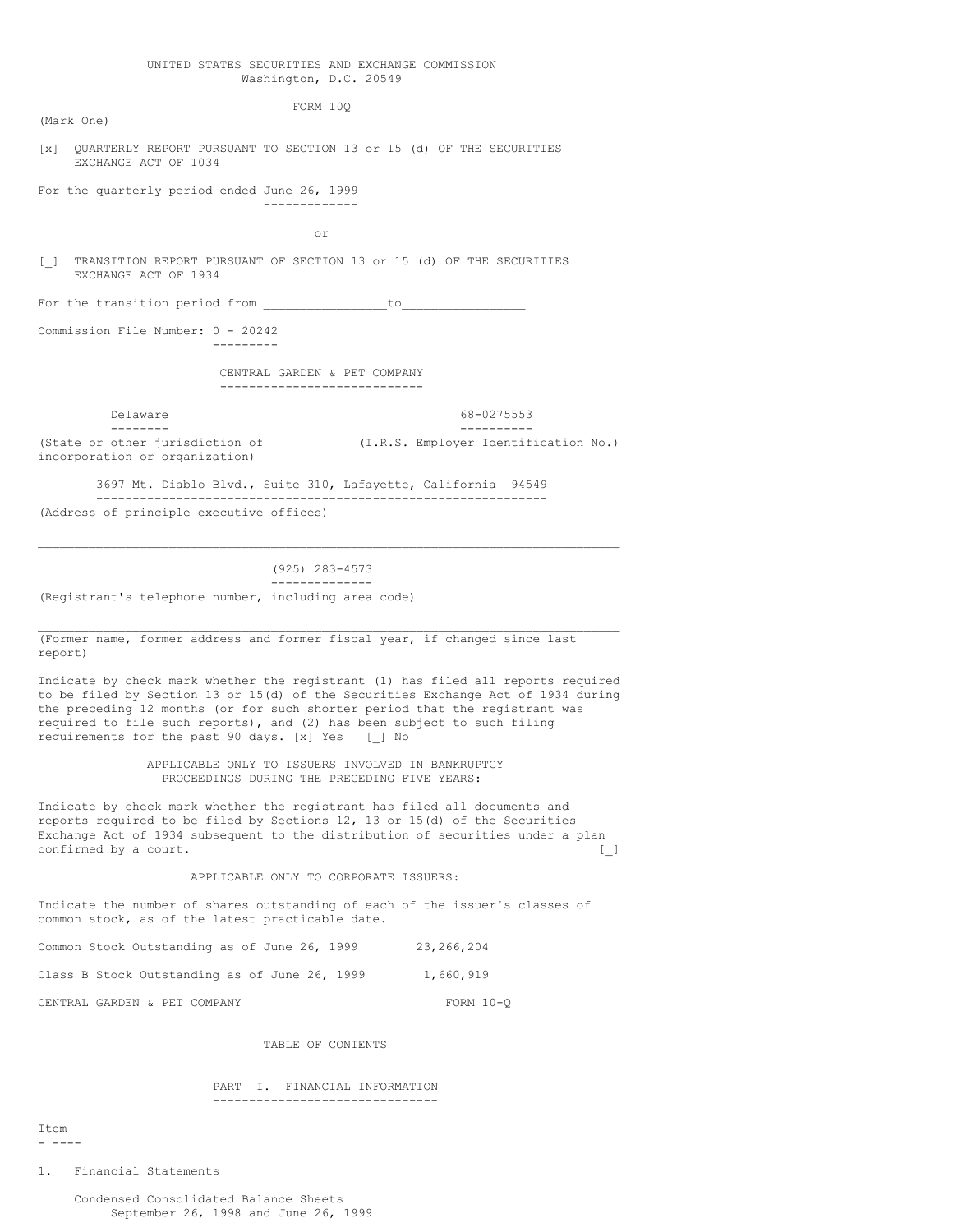UNITED STATES SECURITIES AND EXCHANGE COMMISSION
Washington, D.C. 20549

FORM 10Q

(Mark One)

[x] QUARTERLY REPORT PURSUANT TO SECTION 13 or 15 (d) OF THE SECURITIES EXCHANGE ACT OF 1034

For the quarterly period ended June 26, 1999

or

[_] TRANSITION REPORT PURSUANT OF SECTION 13 or 15 (d) OF THE SECURITIES EXCHANGE ACT OF 1934

For the transition period from ________________to________________

Commission File Number: 0 - 20242

CENTRAL GARDEN & PET COMPANY

| Delaware | 68-0275553 |
|---|---|
| (State or other jurisdiction of incorporation or organization) | (I.R.S. Employer Identification No.) |

3697 Mt. Diablo Blvd., Suite 310, Lafayette, California 94549

(Address of principle executive offices)

(925) 283-4573

(Registrant's telephone number, including area code)

(Former name, former address and former fiscal year, if changed since last report)

Indicate by check mark whether the registrant (1) has filed all reports required to be filed by Section 13 or 15(d) of the Securities Exchange Act of 1934 during the preceding 12 months (or for such shorter period that the registrant was required to file such reports), and (2) has been subject to such filing requirements for the past 90 days. [x] Yes [_] No

APPLICABLE ONLY TO ISSUERS INVOLVED IN BANKRUPTCY PROCEEDINGS DURING THE PRECEDING FIVE YEARS:

Indicate by check mark whether the registrant has filed all documents and reports required to be filed by Sections 12, 13 or 15(d) of the Securities Exchange Act of 1934 subsequent to the distribution of securities under a plan confirmed by a court. [_]

APPLICABLE ONLY TO CORPORATE ISSUERS:

Indicate the number of shares outstanding of each of the issuer's classes of common stock, as of the latest practicable date.

| | |
|---|---|
| Common Stock Outstanding as of June 26, 1999 | 23,266,204 |
| Class B Stock Outstanding as of June 26, 1999 | 1,660,919 |

CENTRAL GARDEN & PET COMPANY FORM 10-Q

TABLE OF CONTENTS

PART I. FINANCIAL INFORMATION

Item

1. Financial Statements

Condensed Consolidated Balance Sheets
September 26, 1998 and June 26, 1999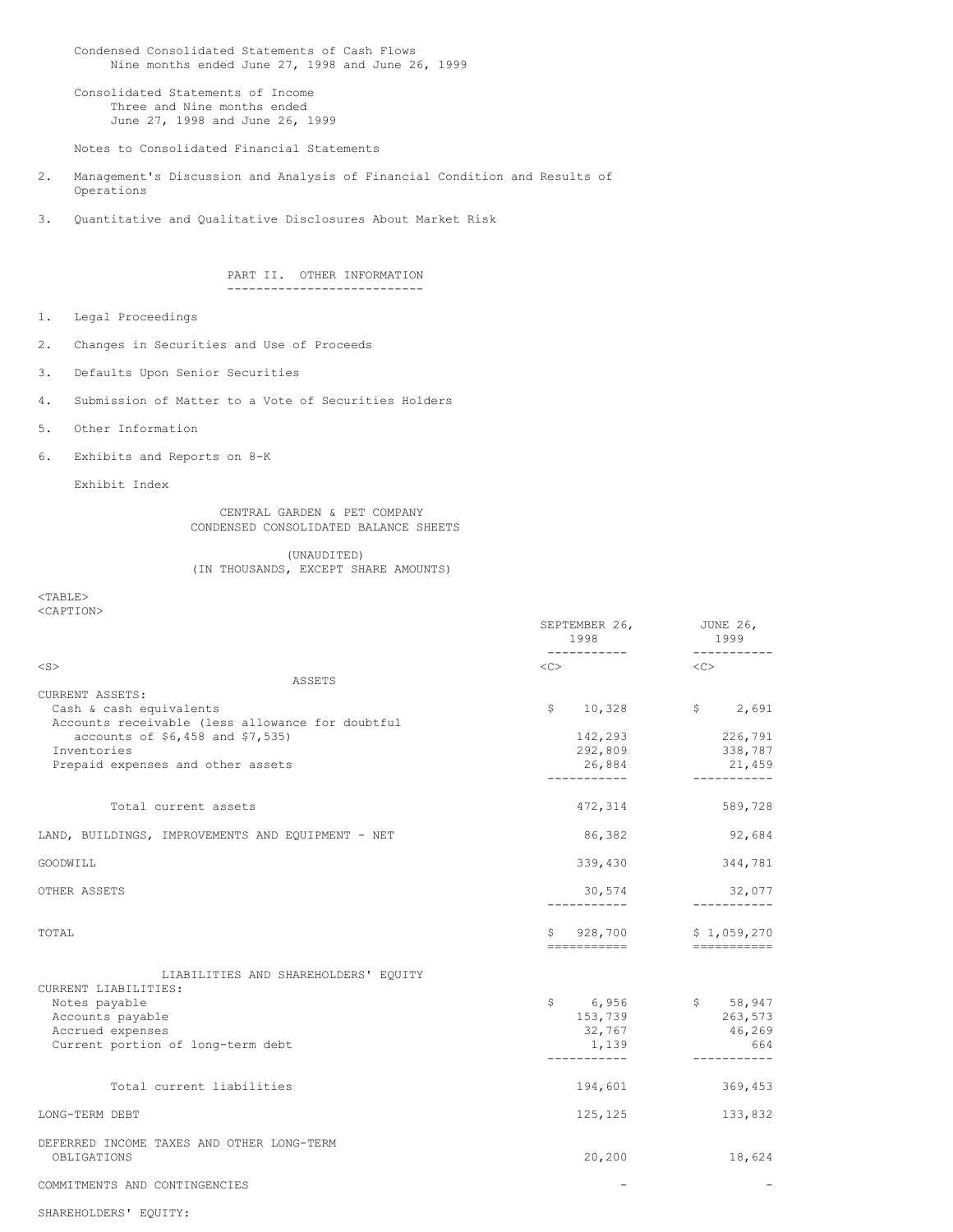Condensed Consolidated Statements of Cash Flows
Nine months ended June 27, 1998 and June 26, 1999

Consolidated Statements of Income
Three and Nine months ended
June 27, 1998 and June 26, 1999

Notes to Consolidated Financial Statements

2. Management's Discussion and Analysis of Financial Condition and Results of Operations

3. Quantitative and Qualitative Disclosures About Market Risk

## PART II. OTHER INFORMATION

1. Legal Proceedings

2. Changes in Securities and Use of Proceeds

3. Defaults Upon Senior Securities

4. Submission of Matter to a Vote of Securities Holders

5. Other Information

6. Exhibits and Reports on 8-K

Exhibit Index

## CENTRAL GARDEN & PET COMPANY
## CONDENSED CONSOLIDATED BALANCE SHEETS

(UNAUDITED)
(IN THOUSANDS, EXCEPT SHARE AMOUNTS)

| | SEPTEMBER 26, 1998 | JUNE 26, 1999 |
|---|---|---|
| **ASSETS** | | |
| CURRENT ASSETS: | | |
| Cash & cash equivalents | $ 10,328 | $ 2,691 |
| Accounts receivable (less allowance for doubtful accounts of $6,458 and $7,535) | 142,293 | 226,791 |
| Inventories | 292,809 | 338,787 |
| Prepaid expenses and other assets | 26,884 | 21,459 |
| Total current assets | 472,314 | 589,728 |
| LAND, BUILDINGS, IMPROVEMENTS AND EQUIPMENT - NET | 86,382 | 92,684 |
| GOODWILL | 339,430 | 344,781 |
| OTHER ASSETS | 30,574 | 32,077 |
| TOTAL | $ 928,700 | $ 1,059,270 |
| **LIABILITIES AND SHAREHOLDERS' EQUITY** | | |
| CURRENT LIABILITIES: | | |
| Notes payable | $ 6,956 | $ 58,947 |
| Accounts payable | 153,739 | 263,573 |
| Accrued expenses | 32,767 | 46,269 |
| Current portion of long-term debt | 1,139 | 664 |
| Total current liabilities | 194,601 | 369,453 |
| LONG-TERM DEBT | 125,125 | 133,832 |
| DEFERRED INCOME TAXES AND OTHER LONG-TERM OBLIGATIONS | 20,200 | 18,624 |
| COMMITMENTS AND CONTINGENCIES | - | - |
| SHAREHOLDERS' EQUITY: | | |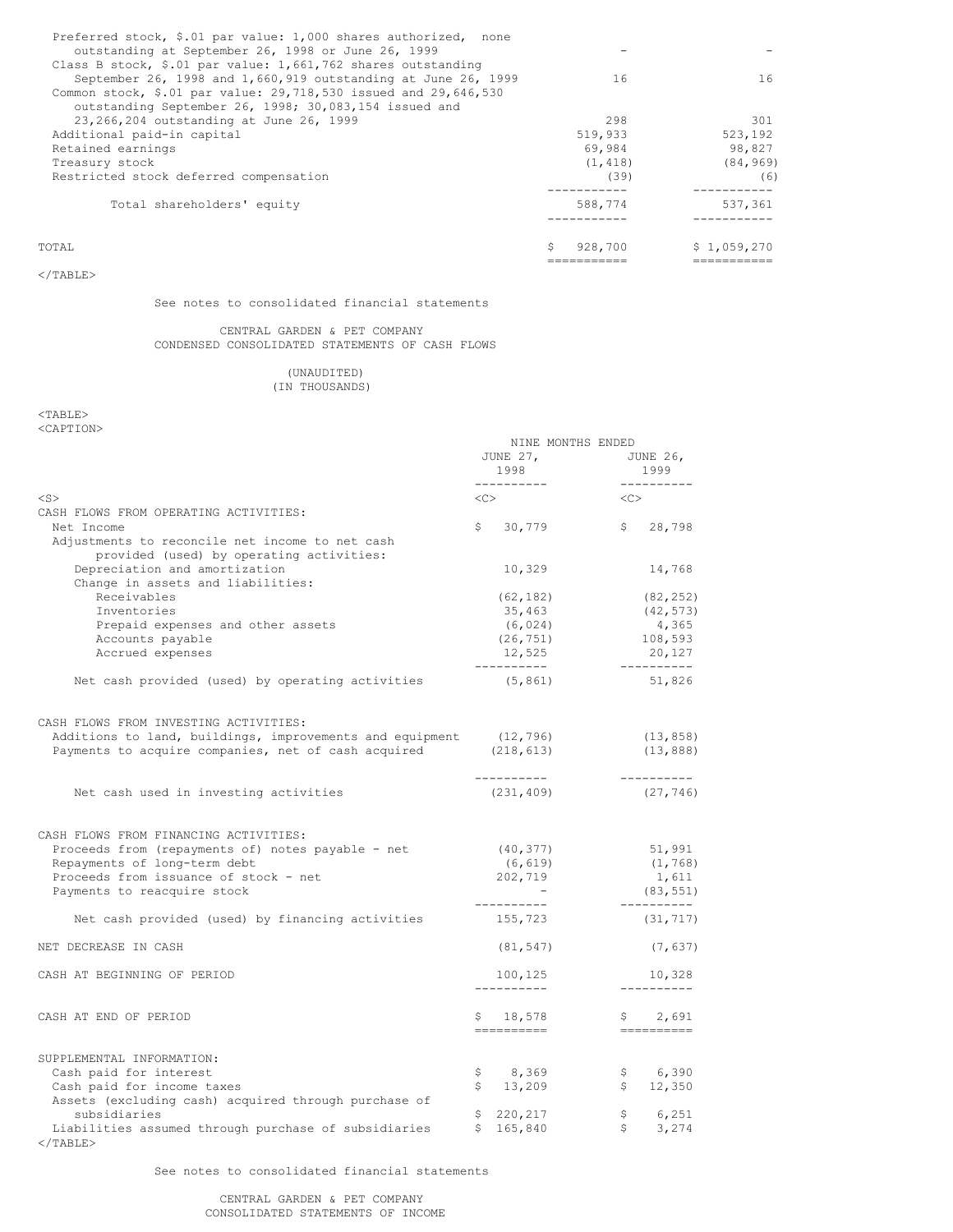| | | |
|---|---|---|
| Preferred stock, $.01 par value: 1,000 shares authorized, none outstanding at September 26, 1998 or June 26, 1999 | - | - |
| Class B stock, $.01 par value: 1,661,762 shares outstanding September 26, 1998 and 1,660,919 outstanding at June 26, 1999 | 16 | 16 |
| Common stock, $.01 par value: 29,718,530 issued and 29,646,530 outstanding September 26, 1998; 30,083,154 issued and 23,266,204 outstanding at June 26, 1999 | 298 | 301 |
| Additional paid-in capital | 519,933 | 523,192 |
| Retained earnings | 69,984 | 98,827 |
| Treasury stock | (1,418) | (84,969) |
| Restricted stock deferred compensation | (39) | (6) |
| Total shareholders' equity | 588,774 | 537,361 |
| TOTAL | $ 928,700 | $ 1,059,270 |

See notes to consolidated financial statements

CENTRAL GARDEN & PET COMPANY
CONDENSED CONSOLIDATED STATEMENTS OF CASH FLOWS

(UNAUDITED)
(IN THOUSANDS)

| | NINE MONTHS ENDED | |
|---|---|---|
| | JUNE 27, 1998 | JUNE 26, 1999 |
| CASH FLOWS FROM OPERATING ACTIVITIES: | | |
| Net Income | $ 30,779 | $ 28,798 |
| Adjustments to reconcile net income to net cash provided (used) by operating activities: | | |
| Depreciation and amortization | 10,329 | 14,768 |
| Change in assets and liabilities: | | |
| Receivables | (62,182) | (82,252) |
| Inventories | 35,463 | (42,573) |
| Prepaid expenses and other assets | (6,024) | 4,365 |
| Accounts payable | (26,751) | 108,593 |
| Accrued expenses | 12,525 | 20,127 |
| Net cash provided (used) by operating activities | (5,861) | 51,826 |
| CASH FLOWS FROM INVESTING ACTIVITIES: | | |
| Additions to land, buildings, improvements and equipment | (12,796) | (13,858) |
| Payments to acquire companies, net of cash acquired | (218,613) | (13,888) |
| Net cash used in investing activities | (231,409) | (27,746) |
| CASH FLOWS FROM FINANCING ACTIVITIES: | | |
| Proceeds from (repayments of) notes payable - net | (40,377) | 51,991 |
| Repayments of long-term debt | (6,619) | (1,768) |
| Proceeds from issuance of stock - net | 202,719 | 1,611 |
| Payments to reacquire stock | - | (83,551) |
| Net cash provided (used) by financing activities | 155,723 | (31,717) |
| NET DECREASE IN CASH | (81,547) | (7,637) |
| CASH AT BEGINNING OF PERIOD | 100,125 | 10,328 |
| CASH AT END OF PERIOD | $ 18,578 | $ 2,691 |
| SUPPLEMENTAL INFORMATION: | | |
| Cash paid for interest | $ 8,369 | $ 6,390 |
| Cash paid for income taxes | $ 13,209 | $ 12,350 |
| Assets (excluding cash) acquired through purchase of subsidiaries | $ 220,217 | $ 6,251 |
| Liabilities assumed through purchase of subsidiaries | $ 165,840 | $ 3,274 |

See notes to consolidated financial statements

CENTRAL GARDEN & PET COMPANY
CONSOLIDATED STATEMENTS OF INCOME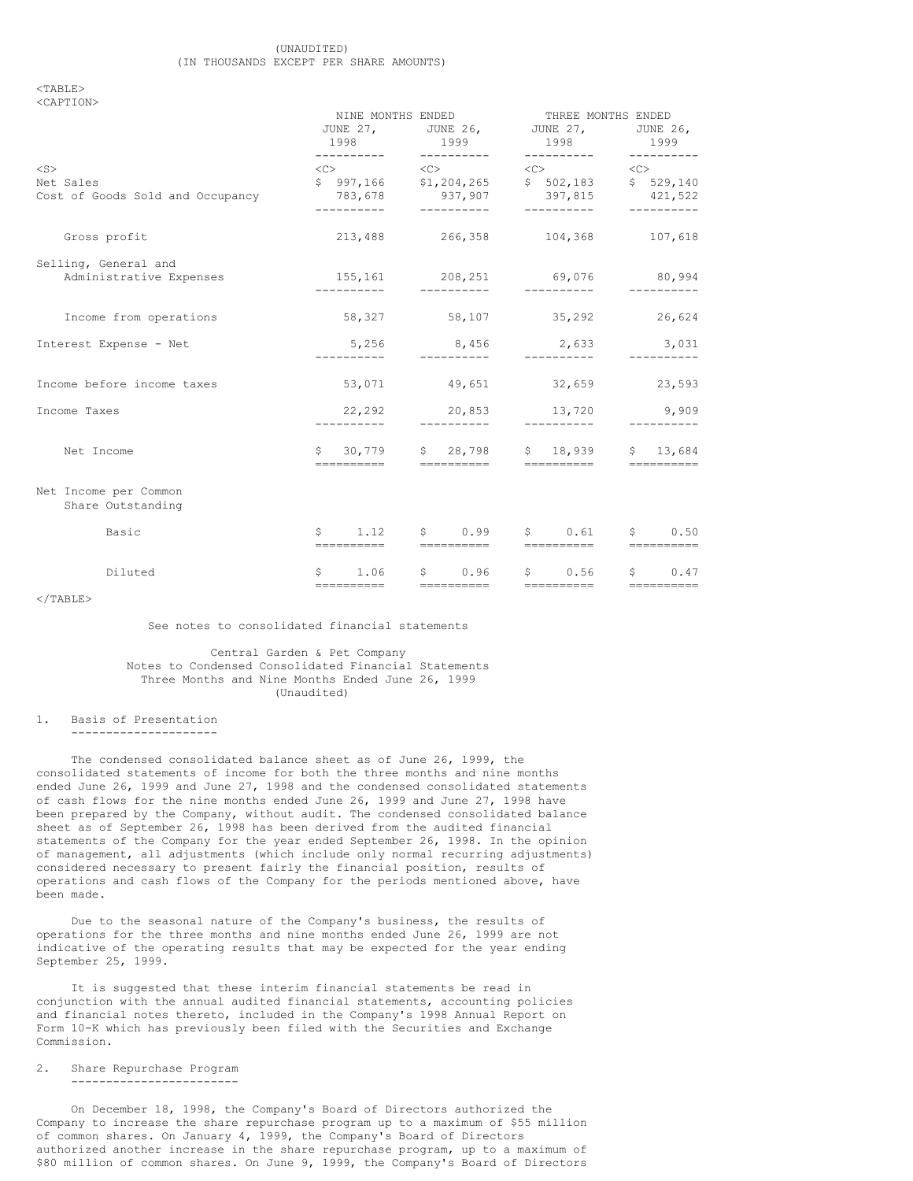(UNAUDITED)
(IN THOUSANDS EXCEPT PER SHARE AMOUNTS)

| | NINE MONTHS ENDED | | THREE MONTHS ENDED | |
|---|---|---|---|---|
| | JUNE 27, 1998 | JUNE 26, 1999 | JUNE 27, 1998 | JUNE 26, 1999 |
| Net Sales | $ 997,166 | $1,204,265 | $ 502,183 | $ 529,140 |
| Cost of Goods Sold and Occupancy | 783,678 | 937,907 | 397,815 | 421,522 |
| Gross profit | 213,488 | 266,358 | 104,368 | 107,618 |
| Selling, General and Administrative Expenses | 155,161 | 208,251 | 69,076 | 80,994 |
| Income from operations | 58,327 | 58,107 | 35,292 | 26,624 |
| Interest Expense - Net | 5,256 | 8,456 | 2,633 | 3,031 |
| Income before income taxes | 53,071 | 49,651 | 32,659 | 23,593 |
| Income Taxes | 22,292 | 20,853 | 13,720 | 9,909 |
| Net Income | $ 30,779 | $ 28,798 | $ 18,939 | $ 13,684 |
| Net Income per Common Share Outstanding | | | | |
| Basic | $ 1.12 | $ 0.99 | $ 0.61 | $ 0.50 |
| Diluted | $ 1.06 | $ 0.96 | $ 0.56 | $ 0.47 |

See notes to consolidated financial statements

Central Garden & Pet Company
Notes to Condensed Consolidated Financial Statements
Three Months and Nine Months Ended June 26, 1999
(Unaudited)

1. Basis of Presentation

The condensed consolidated balance sheet as of June 26, 1999, the consolidated statements of income for both the three months and nine months ended June 26, 1999 and June 27, 1998 and the condensed consolidated statements of cash flows for the nine months ended June 26, 1999 and June 27, 1998 have been prepared by the Company, without audit. The condensed consolidated balance sheet as of September 26, 1998 has been derived from the audited financial statements of the Company for the year ended September 26, 1998. In the opinion of management, all adjustments (which include only normal recurring adjustments) considered necessary to present fairly the financial position, results of operations and cash flows of the Company for the periods mentioned above, have been made.

Due to the seasonal nature of the Company's business, the results of operations for the three months and nine months ended June 26, 1999 are not indicative of the operating results that may be expected for the year ending September 25, 1999.

It is suggested that these interim financial statements be read in conjunction with the annual audited financial statements, accounting policies and financial notes thereto, included in the Company's 1998 Annual Report on Form 10-K which has previously been filed with the Securities and Exchange Commission.

2. Share Repurchase Program

On December 18, 1998, the Company's Board of Directors authorized the Company to increase the share repurchase program up to a maximum of $55 million of common shares. On January 4, 1999, the Company's Board of Directors authorized another increase in the share repurchase program, up to a maximum of $80 million of common shares. On June 9, 1999, the Company's Board of Directors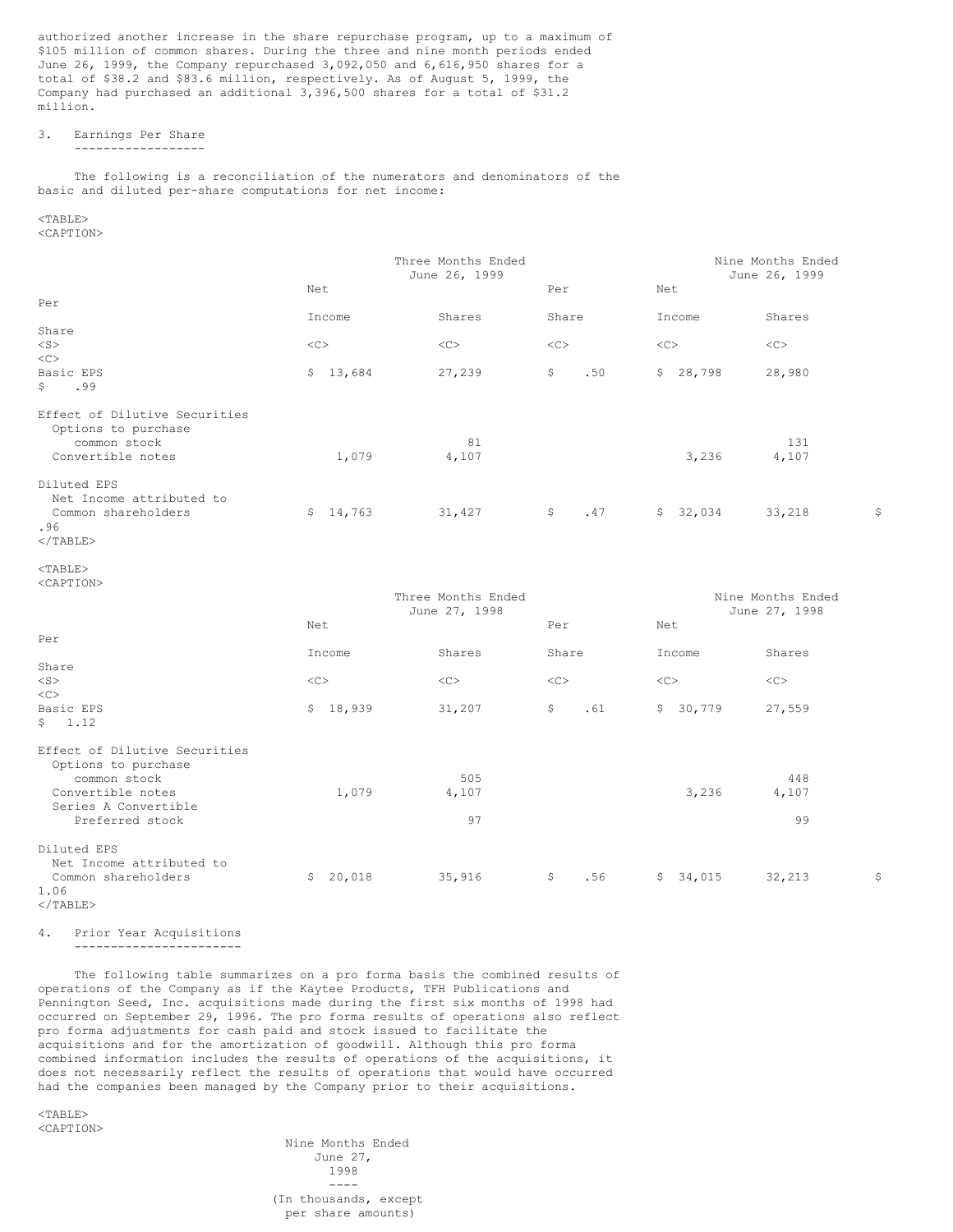authorized another increase in the share repurchase program, up to a maximum of $105 million of common shares. During the three and nine month periods ended June 26, 1999, the Company repurchased 3,092,050 and 6,616,950 shares for a total of $38.2 and $83.6 million, respectively. As of August 5, 1999, the Company had purchased an additional 3,396,500 shares for a total of $31.2 million.

3. Earnings Per Share

The following is a reconciliation of the numerators and denominators of the basic and diluted per-share computations for net income:

| | Three Months Ended June 26, 1999 | | | Nine Months Ended June 26, 1999 | | |
|---|---|---|---|---|---|---|
| | Net Income | Shares | Per Share | Net Income | Shares | Per Share |
| Basic EPS | $ 13,684 | 27,239 | $ .50 | $ 28,798 | 28,980 | $ .99 |
| Effect of Dilutive Securities | | | | | | |
| Options to purchase common stock | | 81 | | | 131 | |
| Convertible notes | 1,079 | 4,107 | | 3,236 | 4,107 | |
| Diluted EPS | | | | | | |
| Net Income attributed to Common shareholders | $ 14,763 | 31,427 | $ .47 | $ 32,034 | 33,218 | $ .96 |

| | Three Months Ended June 27, 1998 | | | Nine Months Ended June 27, 1998 | | |
|---|---|---|---|---|---|---|
| | Net Income | Shares | Per Share | Net Income | Shares | Per Share |
| Basic EPS | $ 18,939 | 31,207 | $ .61 | $ 30,779 | 27,559 | $ 1.12 |
| Effect of Dilutive Securities | | | | | | |
| Options to purchase common stock | | 505 | | | 448 | |
| Convertible notes | 1,079 | 4,107 | | 3,236 | 4,107 | |
| Series A Convertible Preferred stock | | 97 | | | 99 | |
| Diluted EPS | | | | | | |
| Net Income attributed to Common shareholders | $ 20,018 | 35,916 | $ .56 | $ 34,015 | 32,213 | $ 1.06 |

4. Prior Year Acquisitions

The following table summarizes on a pro forma basis the combined results of operations of the Company as if the Kaytee Products, TFH Publications and Pennington Seed, Inc. acquisitions made during the first six months of 1998 had occurred on September 29, 1996. The pro forma results of operations also reflect pro forma adjustments for cash paid and stock issued to facilitate the acquisitions and for the amortization of goodwill. Although this pro forma combined information includes the results of operations of the acquisitions, it does not necessarily reflect the results of operations that would have occurred had the companies been managed by the Company prior to their acquisitions.

| | Nine Months Ended June 27, 1998 |
|---|---|
| | (In thousands, except per share amounts) |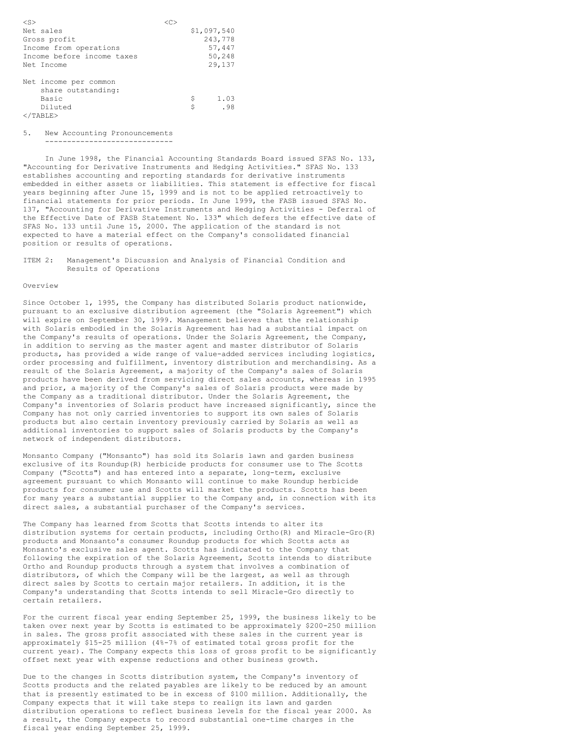| | |
|---|---|
| Net sales | $1,097,540 |
| Gross profit | 243,778 |
| Income from operations | 57,447 |
| Income before income taxes | 50,248 |
| Net Income | 29,137 |
| Net income per common share outstanding: | |
| Basic | $ 1.03 |
| Diluted | $ .98 |

5. New Accounting Pronouncements

In June 1998, the Financial Accounting Standards Board issued SFAS No. 133, "Accounting for Derivative Instruments and Hedging Activities." SFAS No. 133 establishes accounting and reporting standards for derivative instruments embedded in either assets or liabilities. This statement is effective for fiscal years beginning after June 15, 1999 and is not to be applied retroactively to financial statements for prior periods. In June 1999, the FASB issued SFAS No. 137, "Accounting for Derivative Instruments and Hedging Activities - Deferral of the Effective Date of FASB Statement No. 133" which defers the effective date of SFAS No. 133 until June 15, 2000. The application of the standard is not expected to have a material effect on the Company's consolidated financial position or results of operations.

## ITEM 2: Management's Discussion and Analysis of Financial Condition and Results of Operations

### Overview

Since October 1, 1995, the Company has distributed Solaris product nationwide, pursuant to an exclusive distribution agreement (the "Solaris Agreement") which will expire on September 30, 1999. Management believes that the relationship with Solaris embodied in the Solaris Agreement has had a substantial impact on the Company's results of operations. Under the Solaris Agreement, the Company, in addition to serving as the master agent and master distributor of Solaris products, has provided a wide range of value-added services including logistics, order processing and fulfillment, inventory distribution and merchandising. As a result of the Solaris Agreement, a majority of the Company's sales of Solaris products have been derived from servicing direct sales accounts, whereas in 1995 and prior, a majority of the Company's sales of Solaris products were made by the Company as a traditional distributor. Under the Solaris Agreement, the Company's inventories of Solaris product have increased significantly, since the Company has not only carried inventories to support its own sales of Solaris products but also certain inventory previously carried by Solaris as well as additional inventories to support sales of Solaris products by the Company's network of independent distributors.

Monsanto Company ("Monsanto") has sold its Solaris lawn and garden business exclusive of its Roundup(R) herbicide products for consumer use to The Scotts Company ("Scotts") and has entered into a separate, long-term, exclusive agreement pursuant to which Monsanto will continue to make Roundup herbicide products for consumer use and Scotts will market the products. Scotts has been for many years a substantial supplier to the Company and, in connection with its direct sales, a substantial purchaser of the Company's services.

The Company has learned from Scotts that Scotts intends to alter its distribution systems for certain products, including Ortho(R) and Miracle-Gro(R) products and Monsanto's consumer Roundup products for which Scotts acts as Monsanto's exclusive sales agent. Scotts has indicated to the Company that following the expiration of the Solaris Agreement, Scotts intends to distribute Ortho and Roundup products through a system that involves a combination of distributors, of which the Company will be the largest, as well as through direct sales by Scotts to certain major retailers. In addition, it is the Company's understanding that Scotts intends to sell Miracle-Gro directly to certain retailers.

For the current fiscal year ending September 25, 1999, the business likely to be taken over next year by Scotts is estimated to be approximately $200-250 million in sales. The gross profit associated with these sales in the current year is approximately $15-25 million (4%-7% of estimated total gross profit for the current year). The Company expects this loss of gross profit to be significantly offset next year with expense reductions and other business growth.

Due to the changes in Scotts distribution system, the Company's inventory of Scotts products and the related payables are likely to be reduced by an amount that is presently estimated to be in excess of $100 million. Additionally, the Company expects that it will take steps to realign its lawn and garden distribution operations to reflect business levels for the fiscal year 2000. As a result, the Company expects to record substantial one-time charges in the fiscal year ending September 25, 1999.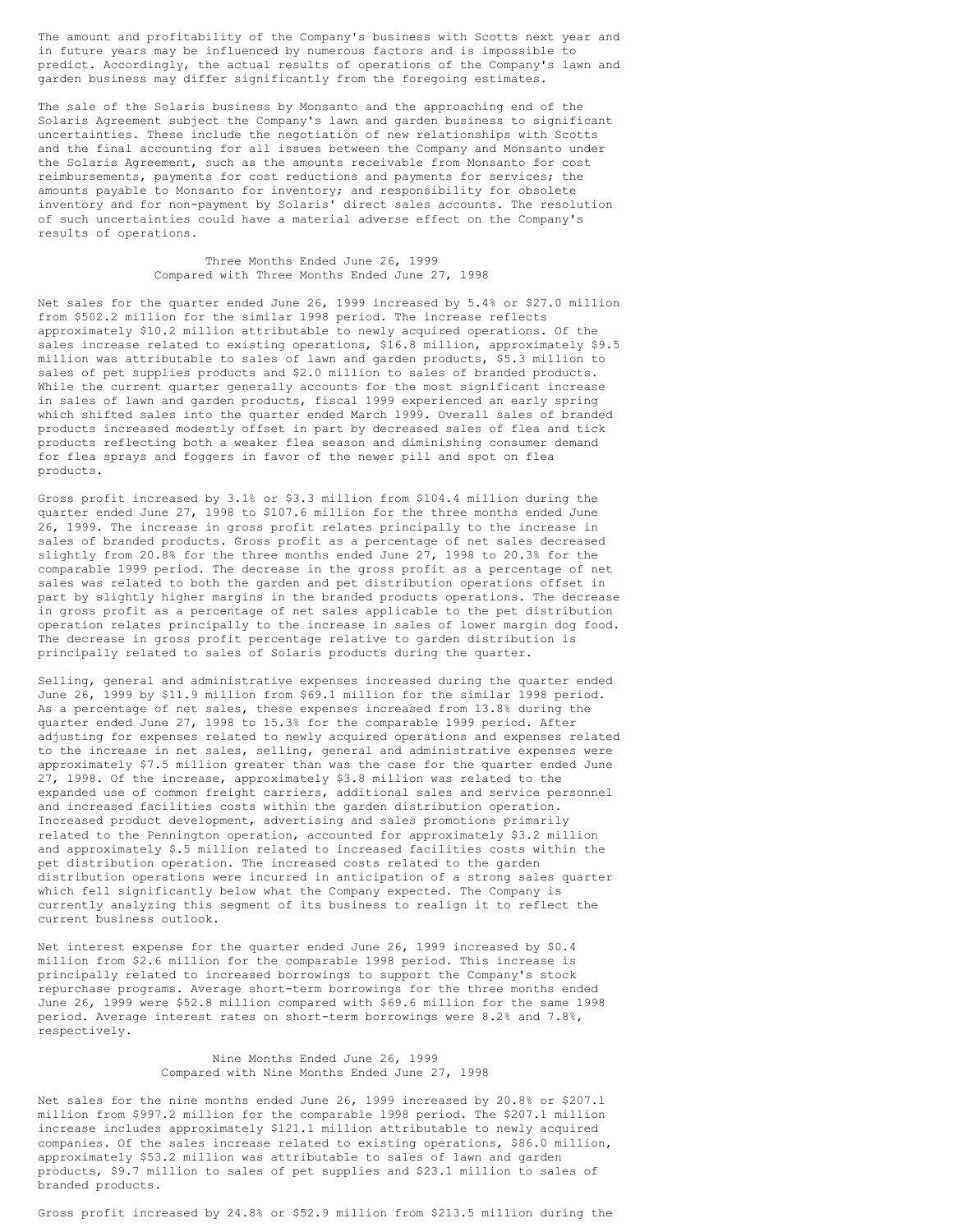The amount and profitability of the Company's business with Scotts next year and in future years may be influenced by numerous factors and is impossible to predict. Accordingly, the actual results of operations of the Company's lawn and garden business may differ significantly from the foregoing estimates.

The sale of the Solaris business by Monsanto and the approaching end of the Solaris Agreement subject the Company's lawn and garden business to significant uncertainties. These include the negotiation of new relationships with Scotts and the final accounting for all issues between the Company and Monsanto under the Solaris Agreement, such as the amounts receivable from Monsanto for cost reimbursements, payments for cost reductions and payments for services; the amounts payable to Monsanto for inventory; and responsibility for obsolete inventory and for non-payment by Solaris' direct sales accounts. The resolution of such uncertainties could have a material adverse effect on the Company's results of operations.

### Three Months Ended June 26, 1999 Compared with Three Months Ended June 27, 1998

Net sales for the quarter ended June 26, 1999 increased by 5.4% or $27.0 million from $502.2 million for the similar 1998 period. The increase reflects approximately $10.2 million attributable to newly acquired operations. Of the sales increase related to existing operations, $16.8 million, approximately $9.5 million was attributable to sales of lawn and garden products, $5.3 million to sales of pet supplies products and $2.0 million to sales of branded products. While the current quarter generally accounts for the most significant increase in sales of lawn and garden products, fiscal 1999 experienced an early spring which shifted sales into the quarter ended March 1999. Overall sales of branded products increased modestly offset in part by decreased sales of flea and tick products reflecting both a weaker flea season and diminishing consumer demand for flea sprays and foggers in favor of the newer pill and spot on flea products.

Gross profit increased by 3.1% or $3.3 million from $104.4 million during the quarter ended June 27, 1998 to $107.6 million for the three months ended June 26, 1999. The increase in gross profit relates principally to the increase in sales of branded products. Gross profit as a percentage of net sales decreased slightly from 20.8% for the three months ended June 27, 1998 to 20.3% for the comparable 1999 period. The decrease in the gross profit as a percentage of net sales was related to both the garden and pet distribution operations offset in part by slightly higher margins in the branded products operations. The decrease in gross profit as a percentage of net sales applicable to the pet distribution operation relates principally to the increase in sales of lower margin dog food. The decrease in gross profit percentage relative to garden distribution is principally related to sales of Solaris products during the quarter.

Selling, general and administrative expenses increased during the quarter ended June 26, 1999 by $11.9 million from $69.1 million for the similar 1998 period. As a percentage of net sales, these expenses increased from 13.8% during the quarter ended June 27, 1998 to 15.3% for the comparable 1999 period. After adjusting for expenses related to newly acquired operations and expenses related to the increase in net sales, selling, general and administrative expenses were approximately $7.5 million greater than was the case for the quarter ended June 27, 1998. Of the increase, approximately $3.8 million was related to the expanded use of common freight carriers, additional sales and service personnel and increased facilities costs within the garden distribution operation. Increased product development, advertising and sales promotions primarily related to the Pennington operation, accounted for approximately $3.2 million and approximately $.5 million related to increased facilities costs within the pet distribution operation. The increased costs related to the garden distribution operations were incurred in anticipation of a strong sales quarter which fell significantly below what the Company expected. The Company is currently analyzing this segment of its business to realign it to reflect the current business outlook.

Net interest expense for the quarter ended June 26, 1999 increased by $0.4 million from $2.6 million for the comparable 1998 period. This increase is principally related to increased borrowings to support the Company's stock repurchase programs. Average short-term borrowings for the three months ended June 26, 1999 were $52.8 million compared with $69.6 million for the same 1998 period. Average interest rates on short-term borrowings were 8.2% and 7.8%, respectively.

### Nine Months Ended June 26, 1999 Compared with Nine Months Ended June 27, 1998

Net sales for the nine months ended June 26, 1999 increased by 20.8% or $207.1 million from $997.2 million for the comparable 1998 period. The $207.1 million increase includes approximately $121.1 million attributable to newly acquired companies. Of the sales increase related to existing operations, $86.0 million, approximately $53.2 million was attributable to sales of lawn and garden products, $9.7 million to sales of pet supplies and $23.1 million to sales of branded products.

Gross profit increased by 24.8% or $52.9 million from $213.5 million during the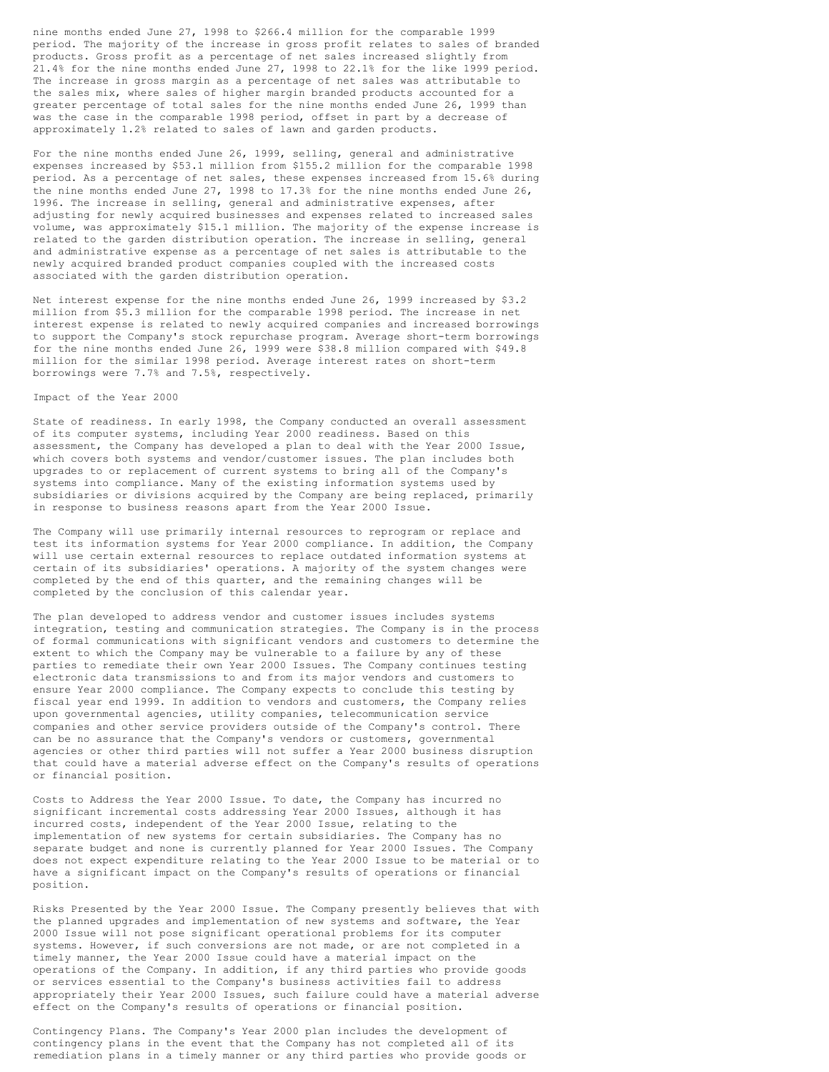nine months ended June 27, 1998 to $266.4 million for the comparable 1999 period. The majority of the increase in gross profit relates to sales of branded products. Gross profit as a percentage of net sales increased slightly from 21.4% for the nine months ended June 27, 1998 to 22.1% for the like 1999 period. The increase in gross margin as a percentage of net sales was attributable to the sales mix, where sales of higher margin branded products accounted for a greater percentage of total sales for the nine months ended June 26, 1999 than was the case in the comparable 1998 period, offset in part by a decrease of approximately 1.2% related to sales of lawn and garden products.

For the nine months ended June 26, 1999, selling, general and administrative expenses increased by $53.1 million from $155.2 million for the comparable 1998 period. As a percentage of net sales, these expenses increased from 15.6% during the nine months ended June 27, 1998 to 17.3% for the nine months ended June 26, 1996. The increase in selling, general and administrative expenses, after adjusting for newly acquired businesses and expenses related to increased sales volume, was approximately $15.1 million. The majority of the expense increase is related to the garden distribution operation. The increase in selling, general and administrative expense as a percentage of net sales is attributable to the newly acquired branded product companies coupled with the increased costs associated with the garden distribution operation.

Net interest expense for the nine months ended June 26, 1999 increased by $3.2 million from $5.3 million for the comparable 1998 period. The increase in net interest expense is related to newly acquired companies and increased borrowings to support the Company's stock repurchase program. Average short-term borrowings for the nine months ended June 26, 1999 were $38.8 million compared with $49.8 million for the similar 1998 period. Average interest rates on short-term borrowings were 7.7% and 7.5%, respectively.

Impact of the Year 2000

State of readiness. In early 1998, the Company conducted an overall assessment of its computer systems, including Year 2000 readiness. Based on this assessment, the Company has developed a plan to deal with the Year 2000 Issue, which covers both systems and vendor/customer issues. The plan includes both upgrades to or replacement of current systems to bring all of the Company's systems into compliance. Many of the existing information systems used by subsidiaries or divisions acquired by the Company are being replaced, primarily in response to business reasons apart from the Year 2000 Issue.

The Company will use primarily internal resources to reprogram or replace and test its information systems for Year 2000 compliance. In addition, the Company will use certain external resources to replace outdated information systems at certain of its subsidiaries' operations. A majority of the system changes were completed by the end of this quarter, and the remaining changes will be completed by the conclusion of this calendar year.

The plan developed to address vendor and customer issues includes systems integration, testing and communication strategies. The Company is in the process of formal communications with significant vendors and customers to determine the extent to which the Company may be vulnerable to a failure by any of these parties to remediate their own Year 2000 Issues. The Company continues testing electronic data transmissions to and from its major vendors and customers to ensure Year 2000 compliance. The Company expects to conclude this testing by fiscal year end 1999. In addition to vendors and customers, the Company relies upon governmental agencies, utility companies, telecommunication service companies and other service providers outside of the Company's control. There can be no assurance that the Company's vendors or customers, governmental agencies or other third parties will not suffer a Year 2000 business disruption that could have a material adverse effect on the Company's results of operations or financial position.

Costs to Address the Year 2000 Issue. To date, the Company has incurred no significant incremental costs addressing Year 2000 Issues, although it has incurred costs, independent of the Year 2000 Issue, relating to the implementation of new systems for certain subsidiaries. The Company has no separate budget and none is currently planned for Year 2000 Issues. The Company does not expect expenditure relating to the Year 2000 Issue to be material or to have a significant impact on the Company's results of operations or financial position.

Risks Presented by the Year 2000 Issue. The Company presently believes that with the planned upgrades and implementation of new systems and software, the Year 2000 Issue will not pose significant operational problems for its computer systems. However, if such conversions are not made, or are not completed in a timely manner, the Year 2000 Issue could have a material impact on the operations of the Company. In addition, if any third parties who provide goods or services essential to the Company's business activities fail to address appropriately their Year 2000 Issues, such failure could have a material adverse effect on the Company's results of operations or financial position.

Contingency Plans. The Company's Year 2000 plan includes the development of contingency plans in the event that the Company has not completed all of its remediation plans in a timely manner or any third parties who provide goods or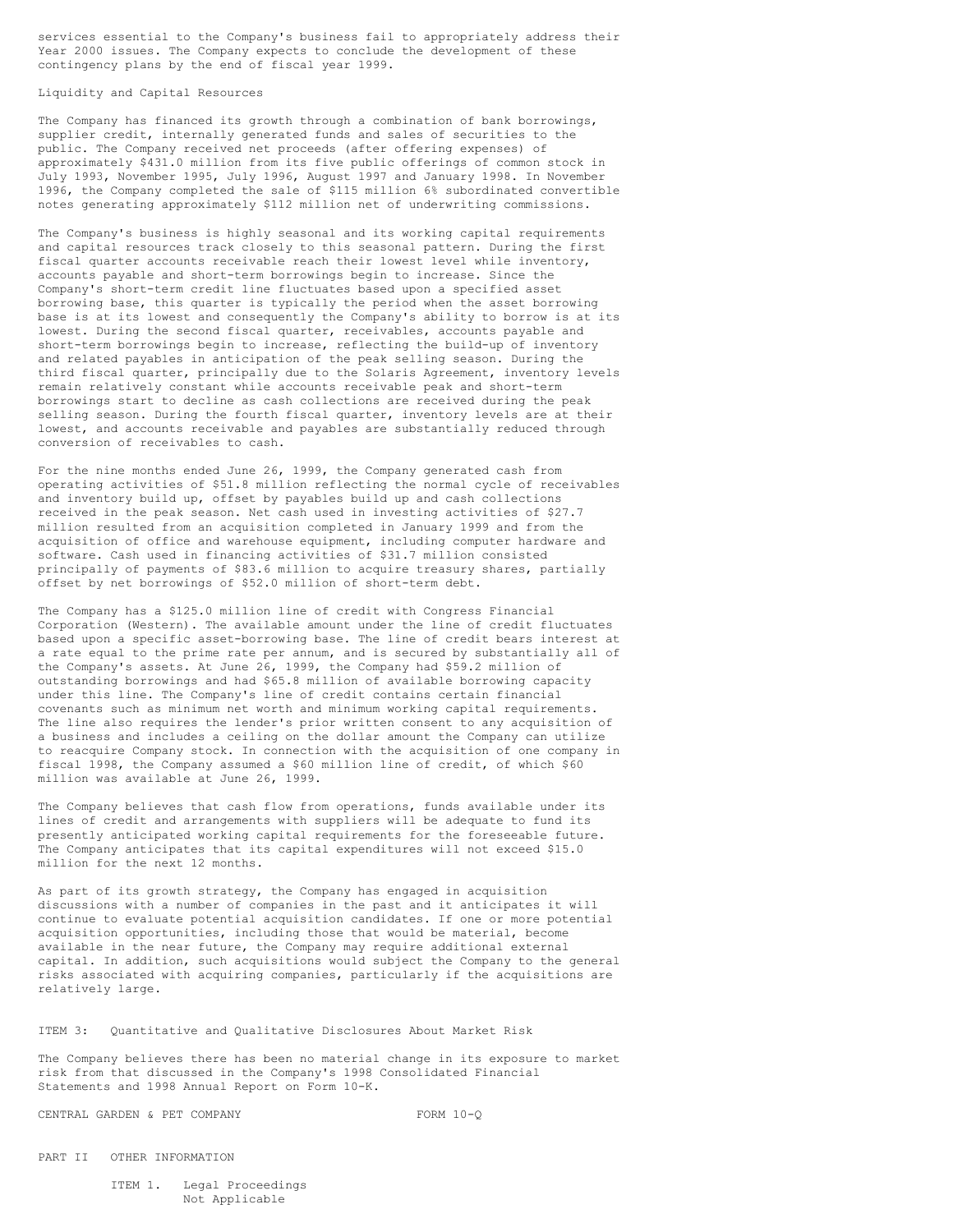services essential to the Company's business fail to appropriately address their Year 2000 issues. The Company expects to conclude the development of these contingency plans by the end of fiscal year 1999.

## Liquidity and Capital Resources

The Company has financed its growth through a combination of bank borrowings, supplier credit, internally generated funds and sales of securities to the public. The Company received net proceeds (after offering expenses) of approximately $431.0 million from its five public offerings of common stock in July 1993, November 1995, July 1996, August 1997 and January 1998. In November 1996, the Company completed the sale of $115 million 6% subordinated convertible notes generating approximately $112 million net of underwriting commissions.

The Company's business is highly seasonal and its working capital requirements and capital resources track closely to this seasonal pattern. During the first fiscal quarter accounts receivable reach their lowest level while inventory, accounts payable and short-term borrowings begin to increase. Since the Company's short-term credit line fluctuates based upon a specified asset borrowing base, this quarter is typically the period when the asset borrowing base is at its lowest and consequently the Company's ability to borrow is at its lowest. During the second fiscal quarter, receivables, accounts payable and short-term borrowings begin to increase, reflecting the build-up of inventory and related payables in anticipation of the peak selling season. During the third fiscal quarter, principally due to the Solaris Agreement, inventory levels remain relatively constant while accounts receivable peak and short-term borrowings start to decline as cash collections are received during the peak selling season. During the fourth fiscal quarter, inventory levels are at their lowest, and accounts receivable and payables are substantially reduced through conversion of receivables to cash.

For the nine months ended June 26, 1999, the Company generated cash from operating activities of $51.8 million reflecting the normal cycle of receivables and inventory build up, offset by payables build up and cash collections received in the peak season. Net cash used in investing activities of $27.7 million resulted from an acquisition completed in January 1999 and from the acquisition of office and warehouse equipment, including computer hardware and software. Cash used in financing activities of $31.7 million consisted principally of payments of $83.6 million to acquire treasury shares, partially offset by net borrowings of $52.0 million of short-term debt.

The Company has a $125.0 million line of credit with Congress Financial Corporation (Western). The available amount under the line of credit fluctuates based upon a specific asset-borrowing base. The line of credit bears interest at a rate equal to the prime rate per annum, and is secured by substantially all of the Company's assets. At June 26, 1999, the Company had $59.2 million of outstanding borrowings and had $65.8 million of available borrowing capacity under this line. The Company's line of credit contains certain financial covenants such as minimum net worth and minimum working capital requirements. The line also requires the lender's prior written consent to any acquisition of a business and includes a ceiling on the dollar amount the Company can utilize to reacquire Company stock. In connection with the acquisition of one company in fiscal 1998, the Company assumed a $60 million line of credit, of which $60 million was available at June 26, 1999.

The Company believes that cash flow from operations, funds available under its lines of credit and arrangements with suppliers will be adequate to fund its presently anticipated working capital requirements for the foreseeable future. The Company anticipates that its capital expenditures will not exceed $15.0 million for the next 12 months.

As part of its growth strategy, the Company has engaged in acquisition discussions with a number of companies in the past and it anticipates it will continue to evaluate potential acquisition candidates. If one or more potential acquisition opportunities, including those that would be material, become available in the near future, the Company may require additional external capital. In addition, such acquisitions would subject the Company to the general risks associated with acquiring companies, particularly if the acquisitions are relatively large.

## ITEM 3: Quantitative and Qualitative Disclosures About Market Risk

The Company believes there has been no material change in its exposure to market risk from that discussed in the Company's 1998 Consolidated Financial Statements and 1998 Annual Report on Form 10-K.

CENTRAL GARDEN & PET COMPANY FORM 10-Q

# PART II OTHER INFORMATION

### ITEM 1. Legal Proceedings

Not Applicable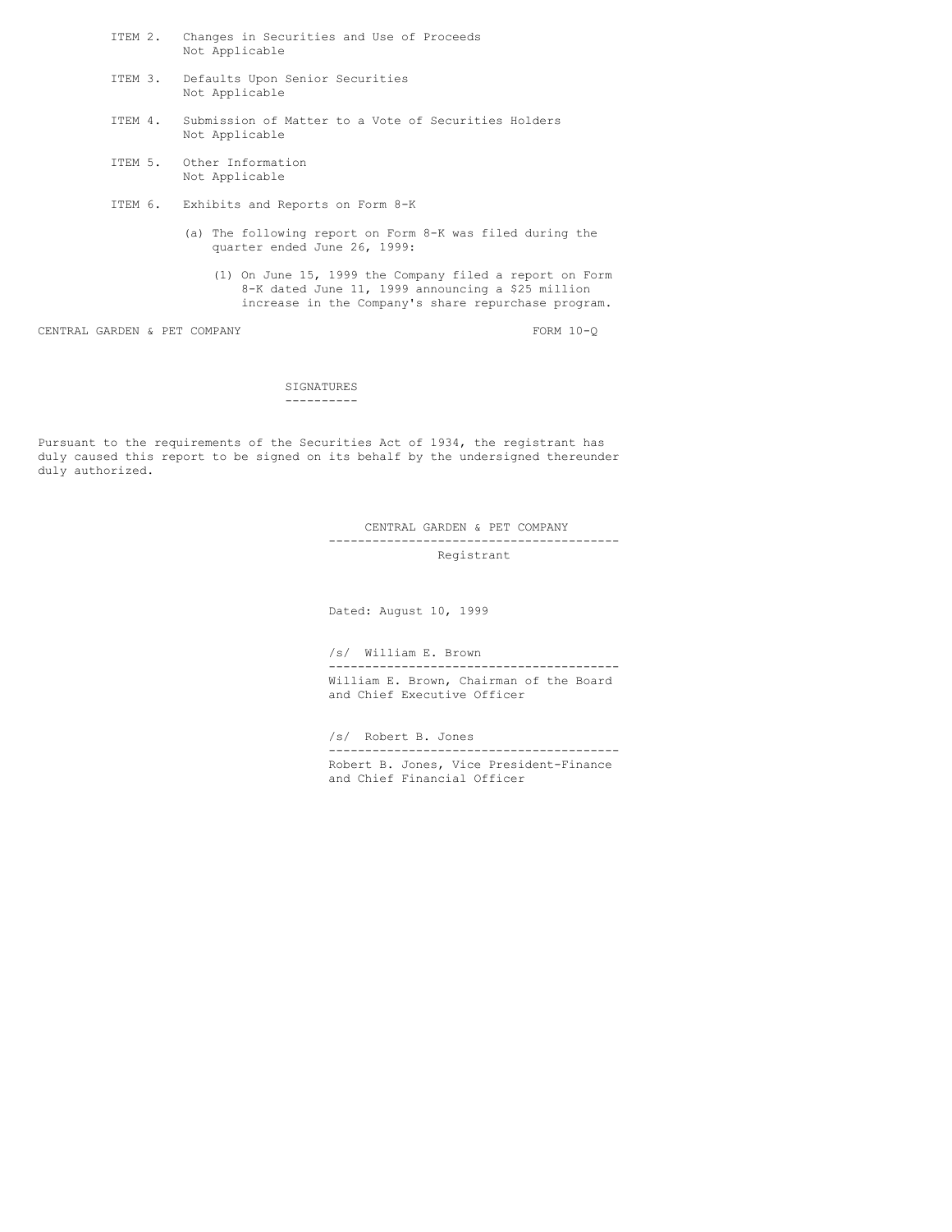ITEM 2. Changes in Securities and Use of Proceeds
Not Applicable

ITEM 3. Defaults Upon Senior Securities
Not Applicable

ITEM 4. Submission of Matter to a Vote of Securities Holders
Not Applicable

ITEM 5. Other Information
Not Applicable

ITEM 6. Exhibits and Reports on Form 8-K

(a) The following report on Form 8-K was filed during the quarter ended June 26, 1999:

(1) On June 15, 1999 the Company filed a report on Form 8-K dated June 11, 1999 announcing a $25 million increase in the Company's share repurchase program.

## SIGNATURES

Pursuant to the requirements of the Securities Act of 1934, the registrant has duly caused this report to be signed on its behalf by the undersigned thereunder duly authorized.

CENTRAL GARDEN & PET COMPANY
Registrant

Dated: August 10, 1999

/s/ William E. Brown
William E. Brown, Chairman of the Board and Chief Executive Officer

/s/ Robert B. Jones
Robert B. Jones, Vice President-Finance and Chief Financial Officer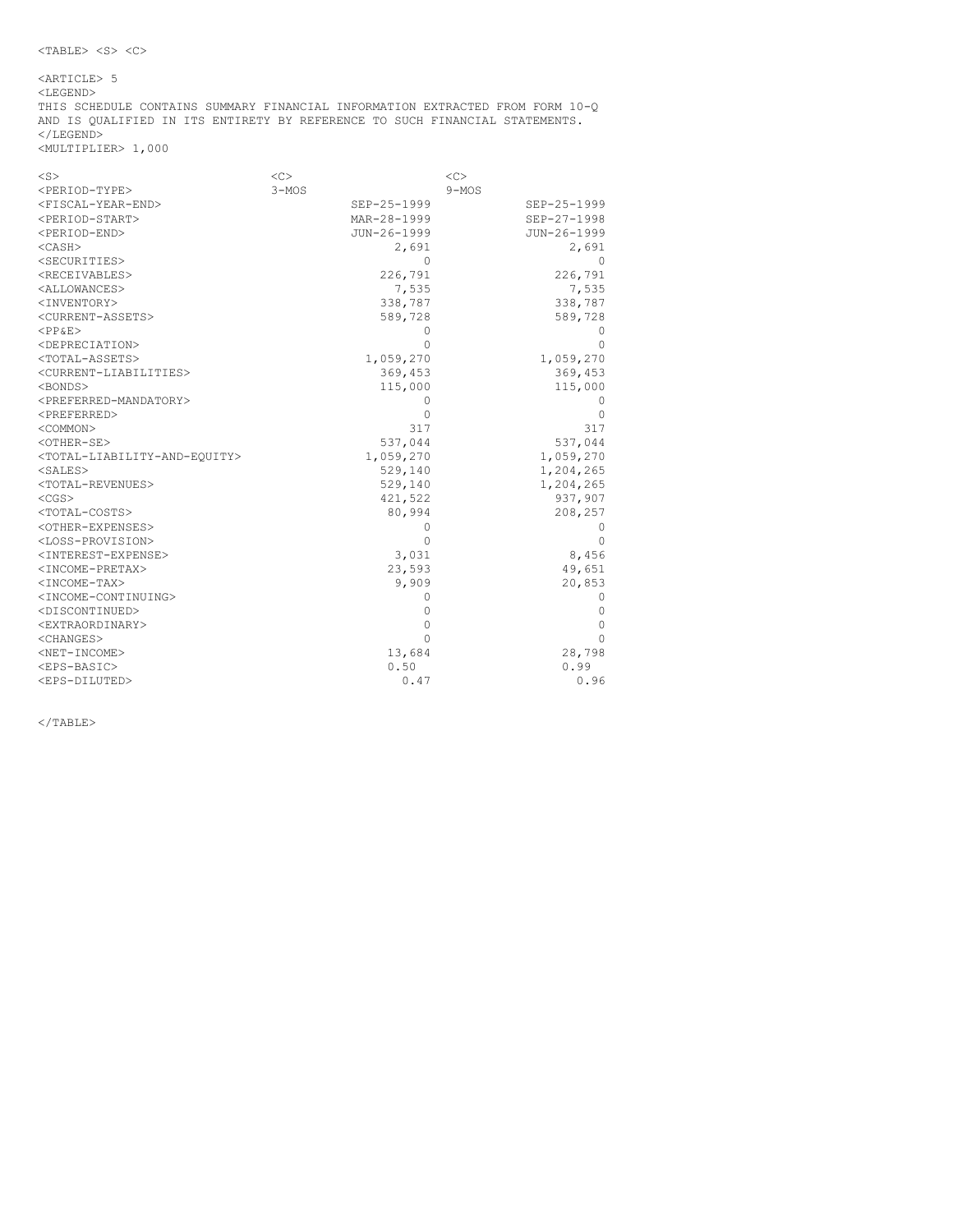<TABLE> <S> <C>

<ARTICLE> 5
<LEGEND>
THIS SCHEDULE CONTAINS SUMMARY FINANCIAL INFORMATION EXTRACTED FROM FORM 10-Q AND IS QUALIFIED IN ITS ENTIRETY BY REFERENCE TO SUCH FINANCIAL STATEMENTS.
</LEGEND>
<MULTIPLIER> 1,000

| <S> | <C> | <C> |
|---|---|---|
| <PERIOD-TYPE> | 3-MOS | 9-MOS |
| <FISCAL-YEAR-END> | SEP-25-1999 | SEP-25-1999 |
| <PERIOD-START> | MAR-28-1999 | SEP-27-1998 |
| <PERIOD-END> | JUN-26-1999 | JUN-26-1999 |
| <CASH> | 2,691 | 2,691 |
| <SECURITIES> | 0 | 0 |
| <RECEIVABLES> | 226,791 | 226,791 |
| <ALLOWANCES> | 7,535 | 7,535 |
| <INVENTORY> | 338,787 | 338,787 |
| <CURRENT-ASSETS> | 589,728 | 589,728 |
| <PP&E> | 0 | 0 |
| <DEPRECIATION> | 0 | 0 |
| <TOTAL-ASSETS> | 1,059,270 | 1,059,270 |
| <CURRENT-LIABILITIES> | 369,453 | 369,453 |
| <BONDS> | 115,000 | 115,000 |
| <PREFERRED-MANDATORY> | 0 | 0 |
| <PREFERRED> | 0 | 0 |
| <COMMON> | 317 | 317 |
| <OTHER-SE> | 537,044 | 537,044 |
| <TOTAL-LIABILITY-AND-EQUITY> | 1,059,270 | 1,059,270 |
| <SALES> | 529,140 | 1,204,265 |
| <TOTAL-REVENUES> | 529,140 | 1,204,265 |
| <CGS> | 421,522 | 937,907 |
| <TOTAL-COSTS> | 80,994 | 208,257 |
| <OTHER-EXPENSES> | 0 | 0 |
| <LOSS-PROVISION> | 0 | 0 |
| <INTEREST-EXPENSE> | 3,031 | 8,456 |
| <INCOME-PRETAX> | 23,593 | 49,651 |
| <INCOME-TAX> | 9,909 | 20,853 |
| <INCOME-CONTINUING> | 0 | 0 |
| <DISCONTINUED> | 0 | 0 |
| <EXTRAORDINARY> | 0 | 0 |
| <CHANGES> | 0 | 0 |
| <NET-INCOME> | 13,684 | 28,798 |
| <EPS-BASIC> | 0.50 | 0.99 |
| <EPS-DILUTED> | 0.47 | 0.96 |

</TABLE>